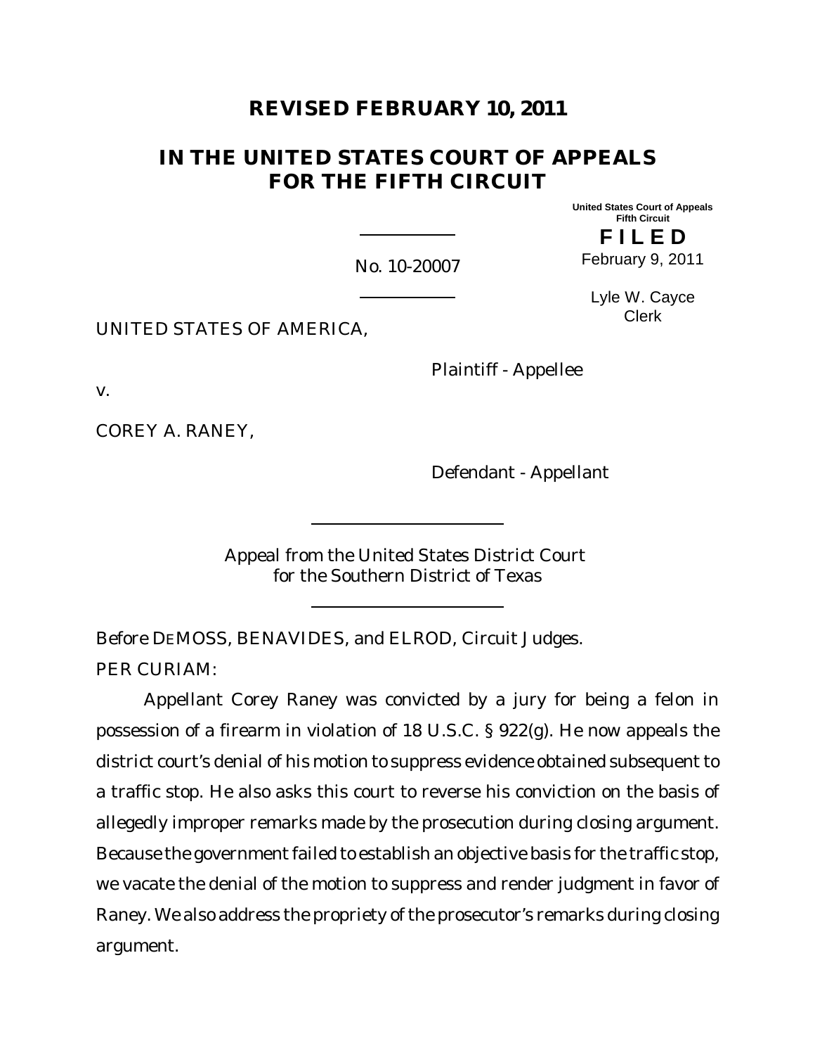# REVISED FEBRUARY 10, 2011

# IN THE UNITED STATES COURT OF APPEALS FOR THE FIFTH CIRCUIT

United States Court of Appeals
Fifth Circuit

**F I L E D**

February 9, 2011

Lyle W. Cayce
Clerk

No. 10-20007

UNITED STATES OF AMERICA,

Plaintiff - Appellee

v.

COREY A. RANEY,

Defendant - Appellant

Appeal from the United States District Court
for the Southern District of Texas

Before DEMOSS, BENAVIDES, and ELROD, Circuit Judges.

PER CURIAM:

Appellant Corey Raney was convicted by a jury for being a felon in possession of a firearm in violation of 18 U.S.C. § 922(g). He now appeals the district court's denial of his motion to suppress evidence obtained subsequent to a traffic stop. He also asks this court to reverse his conviction on the basis of allegedly improper remarks made by the prosecution during closing argument. Because the government failed to establish an objective basis for the traffic stop, we vacate the denial of the motion to suppress and render judgment in favor of Raney. We also address the propriety of the prosecutor's remarks during closing argument.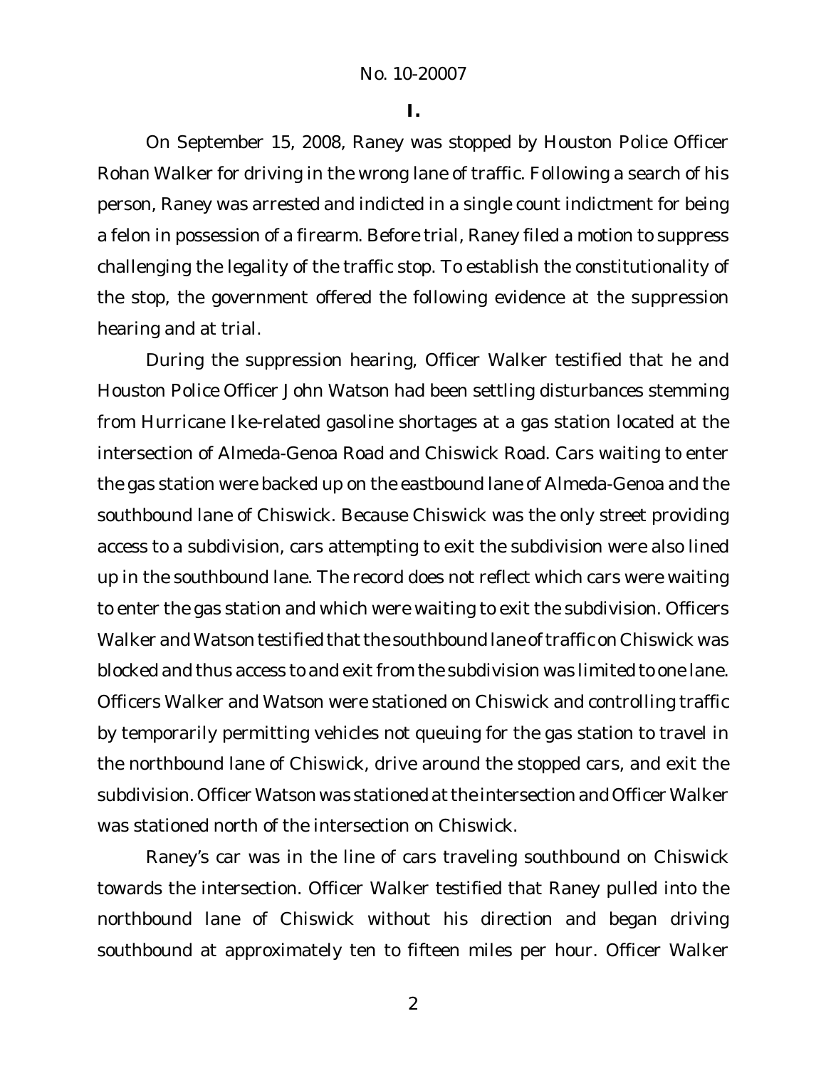## I.

On September 15, 2008, Raney was stopped by Houston Police Officer Rohan Walker for driving in the wrong lane of traffic. Following a search of his person, Raney was arrested and indicted in a single count indictment for being a felon in possession of a firearm. Before trial, Raney filed a motion to suppress challenging the legality of the traffic stop. To establish the constitutionality of the stop, the government offered the following evidence at the suppression hearing and at trial.

During the suppression hearing, Officer Walker testified that he and Houston Police Officer John Watson had been settling disturbances stemming from Hurricane Ike-related gasoline shortages at a gas station located at the intersection of Almeda-Genoa Road and Chiswick Road. Cars waiting to enter the gas station were backed up on the eastbound lane of Almeda-Genoa and the southbound lane of Chiswick. Because Chiswick was the only street providing access to a subdivision, cars attempting to exit the subdivision were also lined up in the southbound lane. The record does not reflect which cars were waiting to enter the gas station and which were waiting to exit the subdivision. Officers Walker and Watson testified that the southbound lane of traffic on Chiswick was blocked and thus access to and exit from the subdivision was limited to one lane. Officers Walker and Watson were stationed on Chiswick and controlling traffic by temporarily permitting vehicles not queuing for the gas station to travel in the northbound lane of Chiswick, drive around the stopped cars, and exit the subdivision. Officer Watson was stationed at the intersection and Officer Walker was stationed north of the intersection on Chiswick.

Raney's car was in the line of cars traveling southbound on Chiswick towards the intersection. Officer Walker testified that Raney pulled into the northbound lane of Chiswick without his direction and began driving southbound at approximately ten to fifteen miles per hour. Officer Walker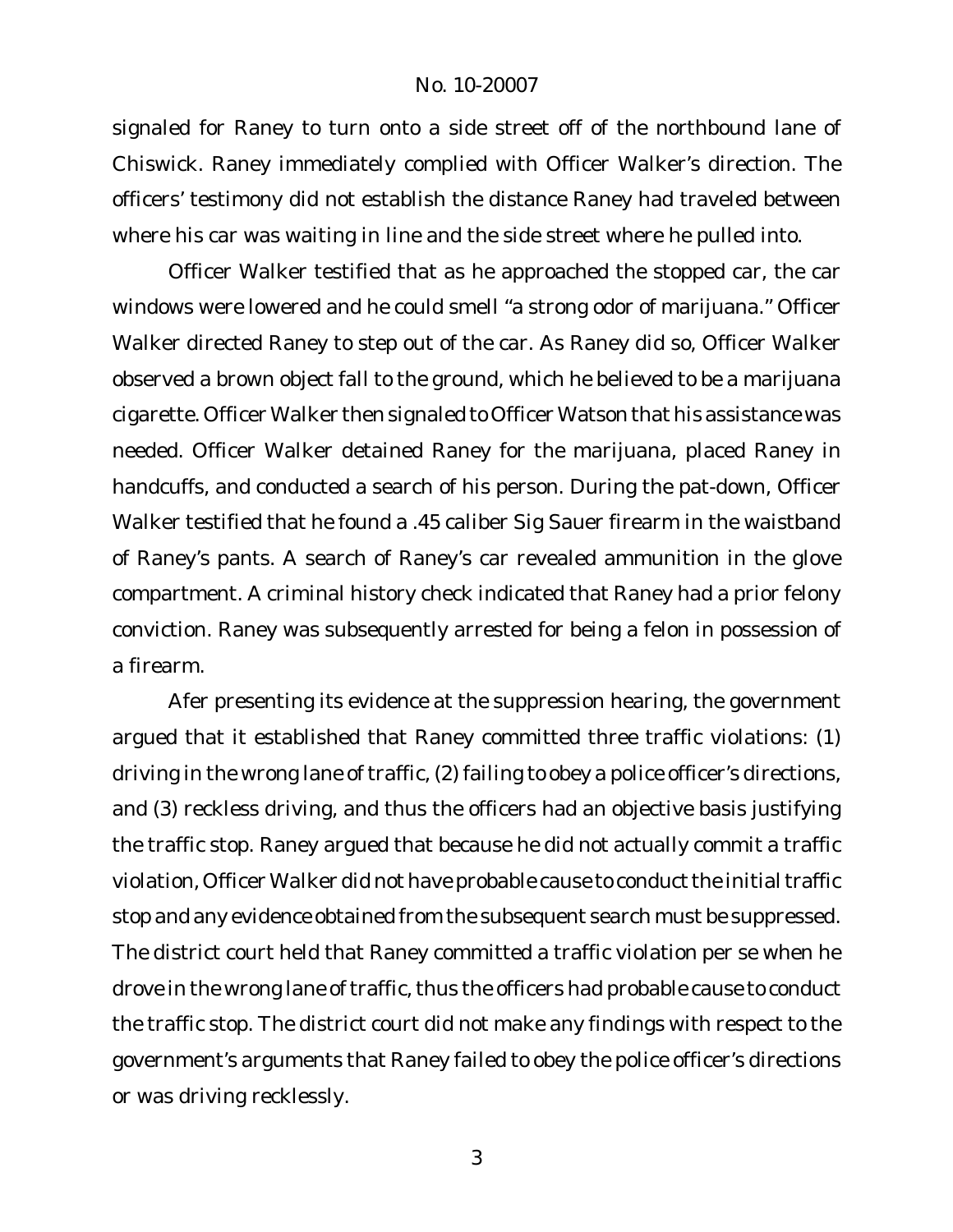signaled for Raney to turn onto a side street off of the northbound lane of Chiswick. Raney immediately complied with Officer Walker's direction. The officers' testimony did not establish the distance Raney had traveled between where his car was waiting in line and the side street where he pulled into.

Officer Walker testified that as he approached the stopped car, the car windows were lowered and he could smell "a strong odor of marijuana." Officer Walker directed Raney to step out of the car. As Raney did so, Officer Walker observed a brown object fall to the ground, which he believed to be a marijuana cigarette. Officer Walker then signaled to Officer Watson that his assistance was needed. Officer Walker detained Raney for the marijuana, placed Raney in handcuffs, and conducted a search of his person. During the pat-down, Officer Walker testified that he found a .45 caliber Sig Sauer firearm in the waistband of Raney's pants. A search of Raney's car revealed ammunition in the glove compartment. A criminal history check indicated that Raney had a prior felony conviction. Raney was subsequently arrested for being a felon in possession of a firearm.

Afer presenting its evidence at the suppression hearing, the government argued that it established that Raney committed three traffic violations: (1) driving in the wrong lane of traffic, (2) failing to obey a police officer's directions, and (3) reckless driving, and thus the officers had an objective basis justifying the traffic stop. Raney argued that because he did not actually commit a traffic violation, Officer Walker did not have probable cause to conduct the initial traffic stop and any evidence obtained from the subsequent search must be suppressed. The district court held that Raney committed a traffic violation per se when he drove in the wrong lane of traffic, thus the officers had probable cause to conduct the traffic stop. The district court did not make any findings with respect to the government's arguments that Raney failed to obey the police officer's directions or was driving recklessly.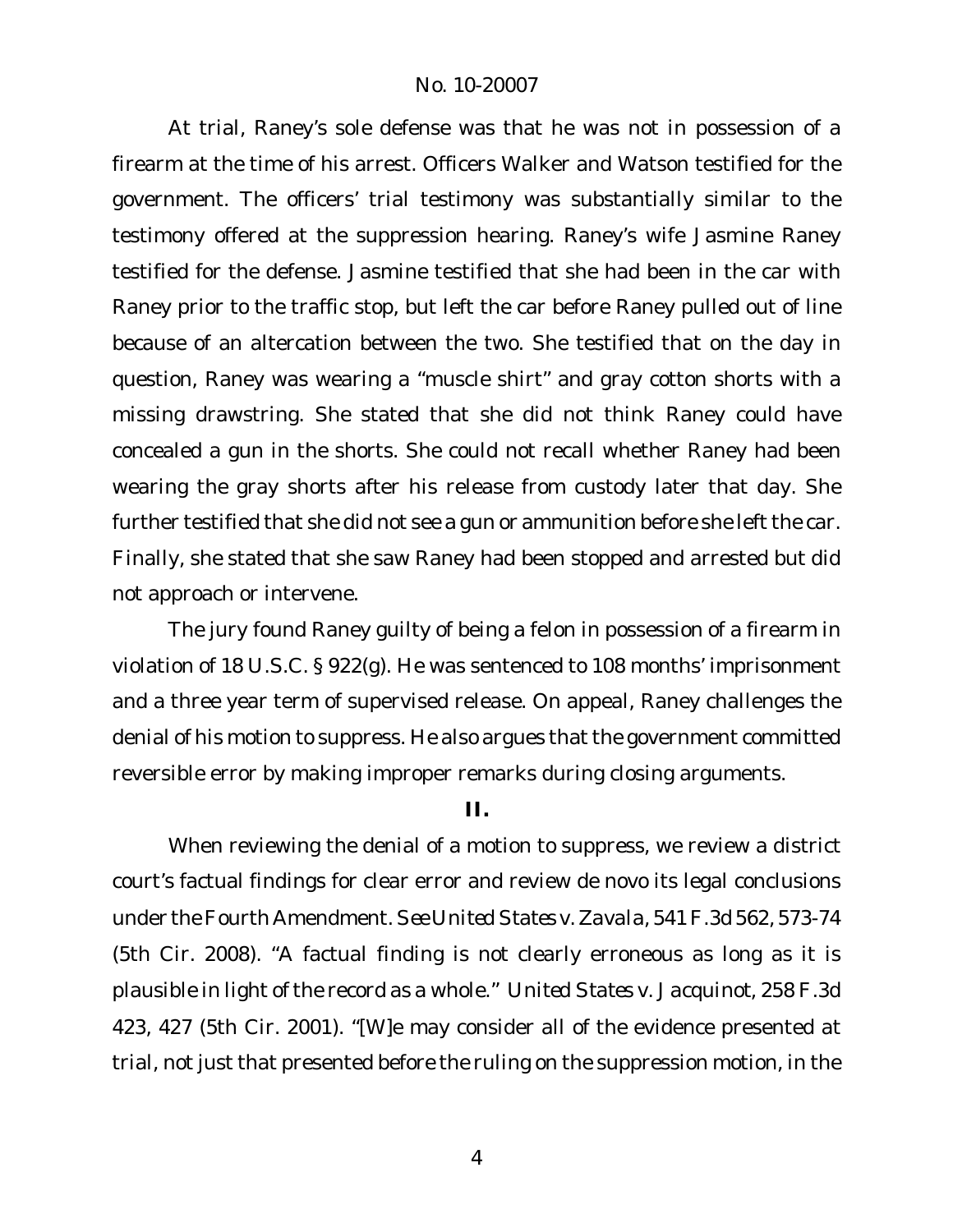At trial, Raney's sole defense was that he was not in possession of a firearm at the time of his arrest. Officers Walker and Watson testified for the government. The officers' trial testimony was substantially similar to the testimony offered at the suppression hearing. Raney's wife Jasmine Raney testified for the defense. Jasmine testified that she had been in the car with Raney prior to the traffic stop, but left the car before Raney pulled out of line because of an altercation between the two. She testified that on the day in question, Raney was wearing a "muscle shirt" and gray cotton shorts with a missing drawstring. She stated that she did not think Raney could have concealed a gun in the shorts. She could not recall whether Raney had been wearing the gray shorts after his release from custody later that day. She further testified that she did not see a gun or ammunition before she left the car. Finally, she stated that she saw Raney had been stopped and arrested but did not approach or intervene.

The jury found Raney guilty of being a felon in possession of a firearm in violation of 18 U.S.C. § 922(g). He was sentenced to 108 months' imprisonment and a three year term of supervised release. On appeal, Raney challenges the denial of his motion to suppress. He also argues that the government committed reversible error by making improper remarks during closing arguments.

## II.

When reviewing the denial of a motion to suppress, we review a district court's factual findings for clear error and review de novo its legal conclusions under the Fourth Amendment. *See United States v. Zavala*, 541 F.3d 562, 573-74 (5th Cir. 2008). "A factual finding is not clearly erroneous as long as it is plausible in light of the record as a whole." *United States v. Jacquinot*, 258 F.3d 423, 427 (5th Cir. 2001). "[W]e may consider all of the evidence presented at trial, not just that presented before the ruling on the suppression motion, in the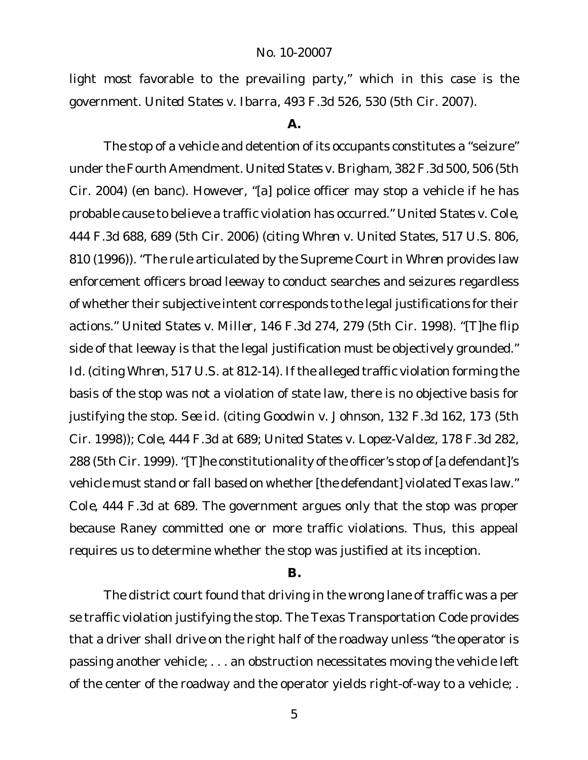light most favorable to the prevailing party," which in this case is the government. *United States v. Ibarra*, 493 F.3d 526, 530 (5th Cir. 2007).

**A.**

The stop of a vehicle and detention of its occupants constitutes a "seizure" under the Fourth Amendment. *United States v. Brigham*, 382 F.3d 500, 506 (5th Cir. 2004) (en banc). However, "[a] police officer may stop a vehicle if he has probable cause to believe a traffic violation has occurred." *United States v. Cole*, 444 F.3d 688, 689 (5th Cir. 2006) (citing *Whren v. United States*, 517 U.S. 806, 810 (1996)). "The rule articulated by the Supreme Court in *Whren* provides law enforcement officers broad leeway to conduct searches and seizures regardless of whether their subjective intent corresponds to the legal justifications for their actions." *United States v. Miller*, 146 F.3d 274, 279 (5th Cir. 1998). "[T]he flip side of that leeway is that the legal justification must be objectively grounded." *Id.* (citing *Whren*, 517 U.S. at 812-14). If the alleged traffic violation forming the basis of the stop was not a violation of state law, there is no objective basis for justifying the stop. *See id.* (citing *Goodwin v. Johnson*, 132 F.3d 162, 173 (5th Cir. 1998)); *Cole*, 444 F.3d at 689; *United States v. Lopez-Valdez*, 178 F.3d 282, 288 (5th Cir. 1999). "[T]he constitutionality of the officer's stop of [a defendant]'s vehicle must stand or fall based on whether [the defendant] violated Texas law." *Cole*, 444 F.3d at 689. The government argues only that the stop was proper because Raney committed one or more traffic violations. Thus, this appeal requires us to determine whether the stop was justified at its inception.

**B.**

The district court found that driving in the wrong lane of traffic was a per se traffic violation justifying the stop. The Texas Transportation Code provides that a driver shall drive on the right half of the roadway unless "the operator is passing another vehicle; . . . an obstruction necessitates moving the vehicle left of the center of the roadway and the operator yields right-of-way to a vehicle; .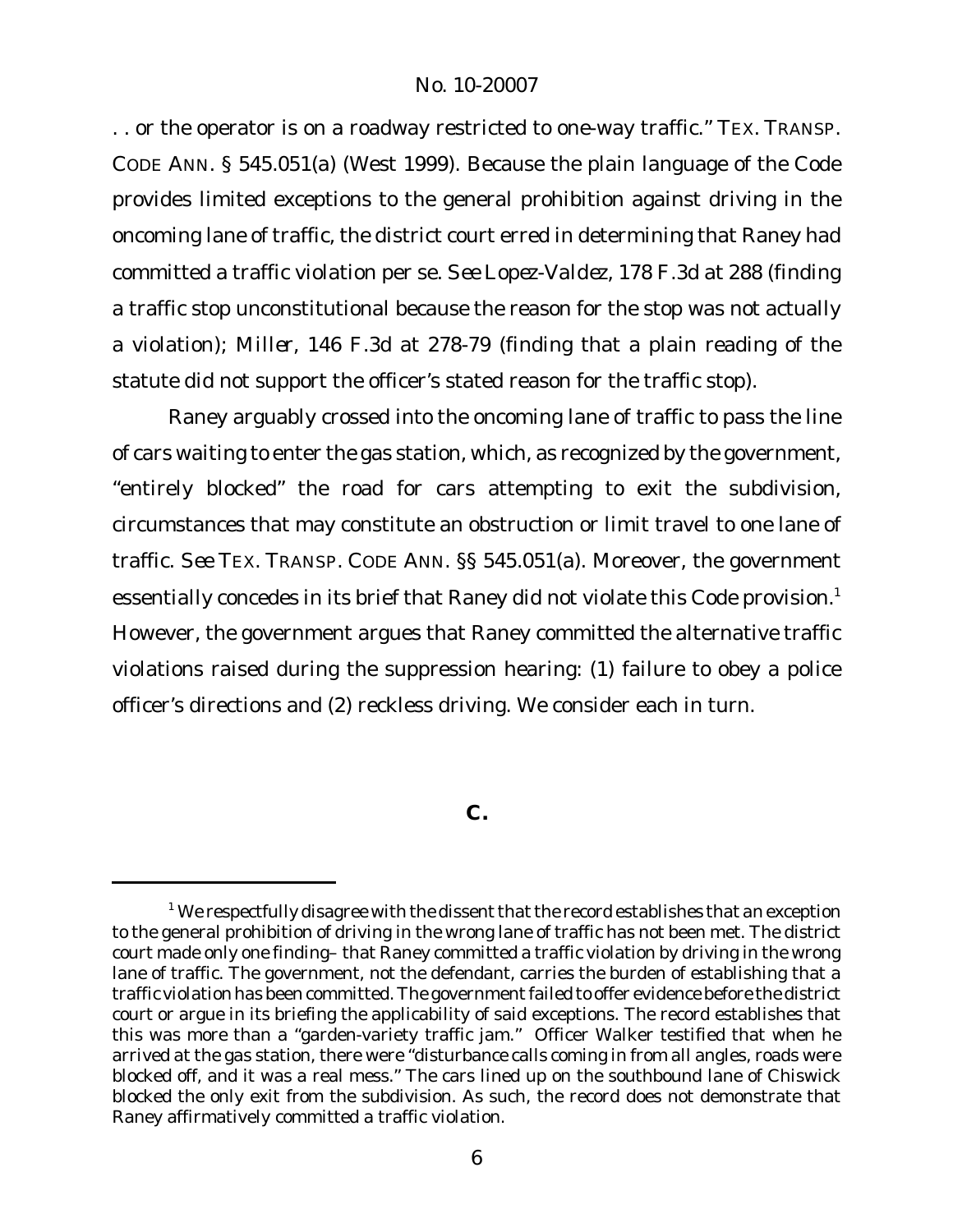. . or the operator is on a roadway restricted to one-way traffic." TEX. TRANSP. CODE ANN. § 545.051(a) (West 1999). Because the plain language of the Code provides limited exceptions to the general prohibition against driving in the oncoming lane of traffic, the district court erred in determining that Raney had committed a traffic violation per se. *See Lopez-Valdez*, 178 F.3d at 288 (finding a traffic stop unconstitutional because the reason for the stop was not actually a violation); *Miller*, 146 F.3d at 278-79 (finding that a plain reading of the statute did not support the officer's stated reason for the traffic stop).

Raney arguably crossed into the oncoming lane of traffic to pass the line of cars waiting to enter the gas station, which, as recognized by the government, "entirely blocked" the road for cars attempting to exit the subdivision, circumstances that may constitute an obstruction or limit travel to one lane of traffic. *See* TEX. TRANSP. CODE ANN. §§ 545.051(a). Moreover, the government essentially concedes in its brief that Raney did not violate this Code provision.[1] However, the government argues that Raney committed the alternative traffic violations raised during the suppression hearing: (1) failure to obey a police officer's directions and (2) reckless driving. We consider each in turn.

## C.

[1] We respectfully disagree with the dissent that the record establishes that an exception to the general prohibition of driving in the wrong lane of traffic has not been met. The district court made only one finding– that Raney committed a traffic violation by driving in the wrong lane of traffic. The government, not the defendant, carries the burden of establishing that a traffic violation has been committed. The government failed to offer evidence before the district court or argue in its briefing the applicability of said exceptions. The record establishes that this was more than a "garden-variety traffic jam." Officer Walker testified that when he arrived at the gas station, there were "disturbance calls coming in from all angles, roads were blocked off, and it was a real mess." The cars lined up on the southbound lane of Chiswick blocked the only exit from the subdivision. As such, the record does not demonstrate that Raney affirmatively committed a traffic violation.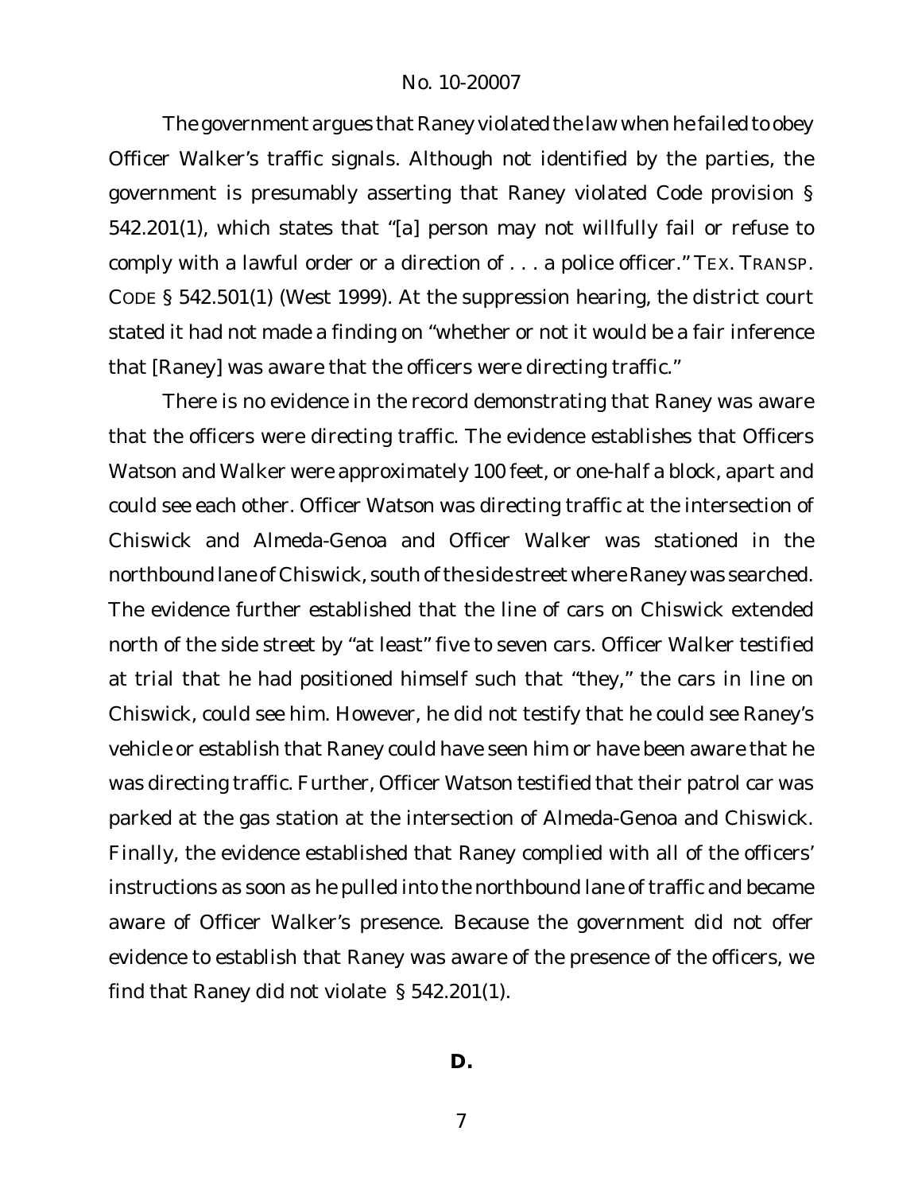The government argues that Raney violated the law when he failed to obey Officer Walker's traffic signals. Although not identified by the parties, the government is presumably asserting that Raney violated Code provision § 542.201(1), which states that "[a] person may not willfully fail or refuse to comply with a lawful order or a direction of . . . a police officer." TEX. TRANSP. CODE § 542.501(1) (West 1999). At the suppression hearing, the district court stated it had not made a finding on "whether or not it would be a fair inference that [Raney] was aware that the officers were directing traffic."

There is no evidence in the record demonstrating that Raney was aware that the officers were directing traffic. The evidence establishes that Officers Watson and Walker were approximately 100 feet, or one-half a block, apart and could see each other. Officer Watson was directing traffic at the intersection of Chiswick and Almeda-Genoa and Officer Walker was stationed in the northbound lane of Chiswick, south of the side street where Raney was searched. The evidence further established that the line of cars on Chiswick extended north of the side street by "at least" five to seven cars. Officer Walker testified at trial that he had positioned himself such that "they," the cars in line on Chiswick, could see him. However, he did not testify that he could see Raney's vehicle or establish that Raney could have seen him or have been aware that he was directing traffic. Further, Officer Watson testified that their patrol car was parked at the gas station at the intersection of Almeda-Genoa and Chiswick. Finally, the evidence established that Raney complied with all of the officers' instructions as soon as he pulled into the northbound lane of traffic and became aware of Officer Walker's presence. Because the government did not offer evidence to establish that Raney was aware of the presence of the officers, we find that Raney did not violate § 542.201(1).

### D.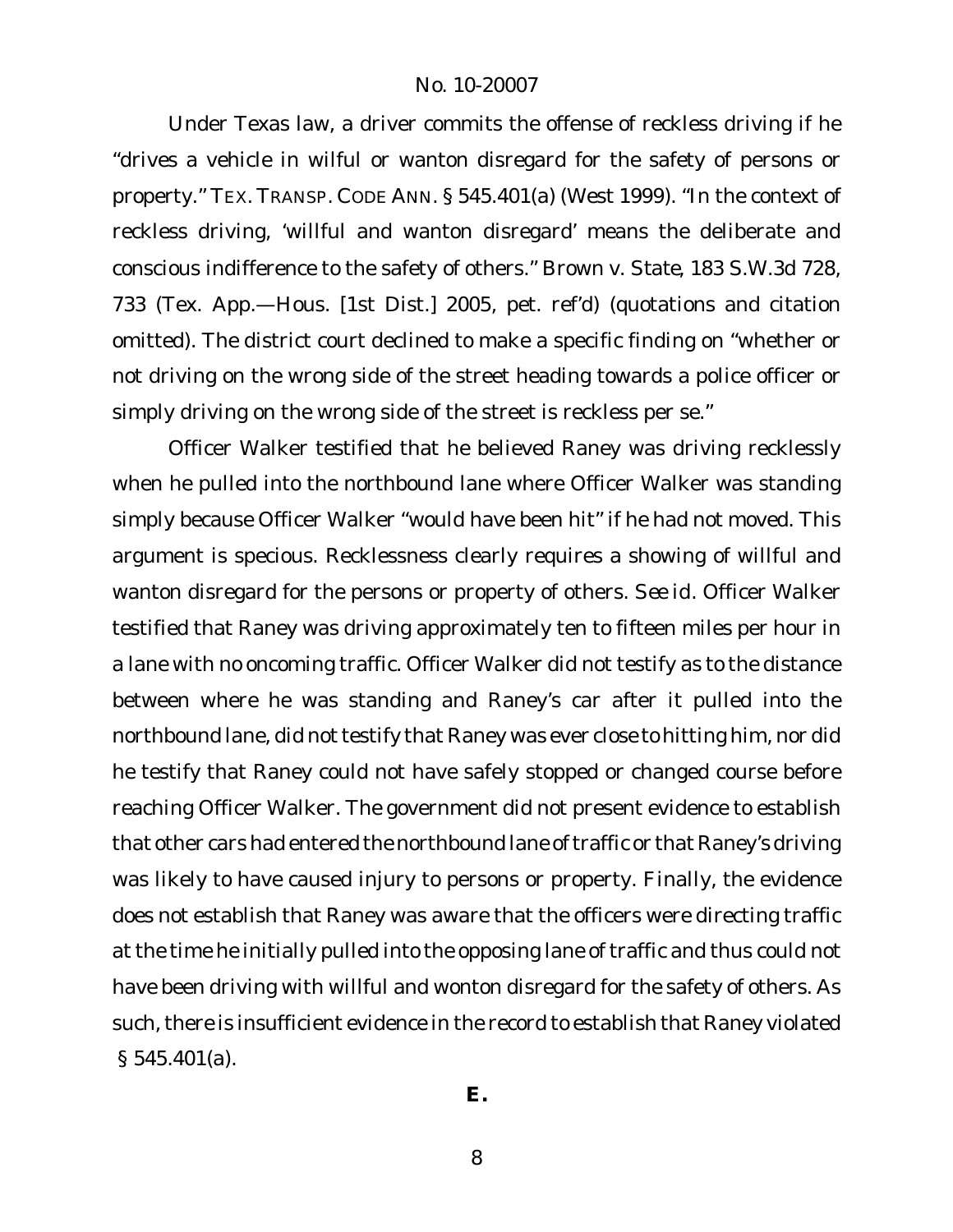Under Texas law, a driver commits the offense of reckless driving if he "drives a vehicle in wilful or wanton disregard for the safety of persons or property." TEX. TRANSP. CODE ANN. § 545.401(a) (West 1999). "In the context of reckless driving, 'willful and wanton disregard' means the deliberate and conscious indifference to the safety of others." *Brown v. State*, 183 S.W.3d 728, 733 (Tex. App.—Hous. [1st Dist.] 2005, pet. ref'd) (quotations and citation omitted). The district court declined to make a specific finding on "whether or not driving on the wrong side of the street heading towards a police officer or simply driving on the wrong side of the street is reckless per se."

Officer Walker testified that he believed Raney was driving recklessly when he pulled into the northbound lane where Officer Walker was standing simply because Officer Walker "would have been hit" if he had not moved. This argument is specious. Recklessness clearly requires a showing of willful and wanton disregard for the persons or property of others. *See id.* Officer Walker testified that Raney was driving approximately ten to fifteen miles per hour in a lane with no oncoming traffic. Officer Walker did not testify as to the distance between where he was standing and Raney's car after it pulled into the northbound lane, did not testify that Raney was ever close to hitting him, nor did he testify that Raney could not have safely stopped or changed course before reaching Officer Walker. The government did not present evidence to establish that other cars had entered the northbound lane of traffic or that Raney's driving was likely to have caused injury to persons or property. Finally, the evidence does not establish that Raney was aware that the officers were directing traffic at the time he initially pulled into the opposing lane of traffic and thus could not have been driving with willful and wonton disregard for the safety of others. As such, there is insufficient evidence in the record to establish that Raney violated § 545.401(a).

**E.**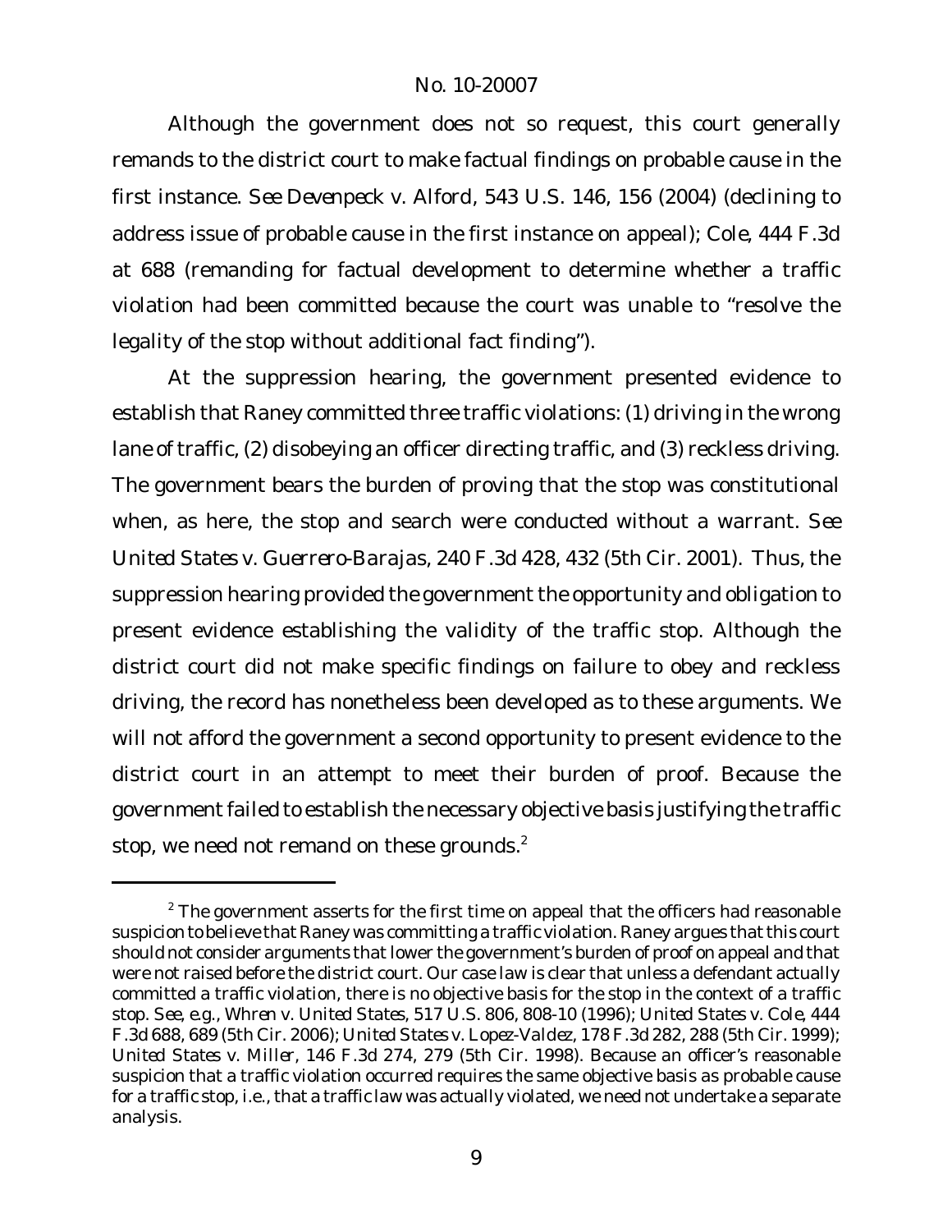Although the government does not so request, this court generally remands to the district court to make factual findings on probable cause in the first instance. *See Devenpeck v. Alford*, 543 U.S. 146, 156 (2004) (declining to address issue of probable cause in the first instance on appeal); *Cole*, 444 F.3d at 688 (remanding for factual development to determine whether a traffic violation had been committed because the court was unable to "resolve the legality of the stop without additional fact finding").

At the suppression hearing, the government presented evidence to establish that Raney committed three traffic violations: (1) driving in the wrong lane of traffic, (2) disobeying an officer directing traffic, and (3) reckless driving. The government bears the burden of proving that the stop was constitutional when, as here, the stop and search were conducted without a warrant. *See United States v. Guerrero-Barajas*, 240 F.3d 428, 432 (5th Cir. 2001). Thus, the suppression hearing provided the government the opportunity and obligation to present evidence establishing the validity of the traffic stop. Although the district court did not make specific findings on failure to obey and reckless driving, the record has nonetheless been developed as to these arguments. We will not afford the government a second opportunity to present evidence to the district court in an attempt to meet their burden of proof. Because the government failed to establish the necessary objective basis justifying the traffic stop, we need not remand on these grounds.[2]

[2] The government asserts for the first time on appeal that the officers had reasonable suspicion to believe that Raney was committing a traffic violation. Raney argues that this court should not consider arguments that lower the government's burden of proof on appeal and that were not raised before the district court. Our case law is clear that unless a defendant actually committed a traffic violation, there is no objective basis for the stop in the context of a traffic stop. *See, e.g.*, *Whren v. United States*, 517 U.S. 806, 808-10 (1996); *United States v. Cole*, 444 F.3d 688, 689 (5th Cir. 2006); *United States v. Lopez-Valdez*, 178 F.3d 282, 288 (5th Cir. 1999); *United States v. Miller*, 146 F.3d 274, 279 (5th Cir. 1998). Because an officer's reasonable suspicion that a traffic violation occurred requires the same objective basis as probable cause for a traffic stop, i.e., that a traffic law was actually violated, we need not undertake a separate analysis.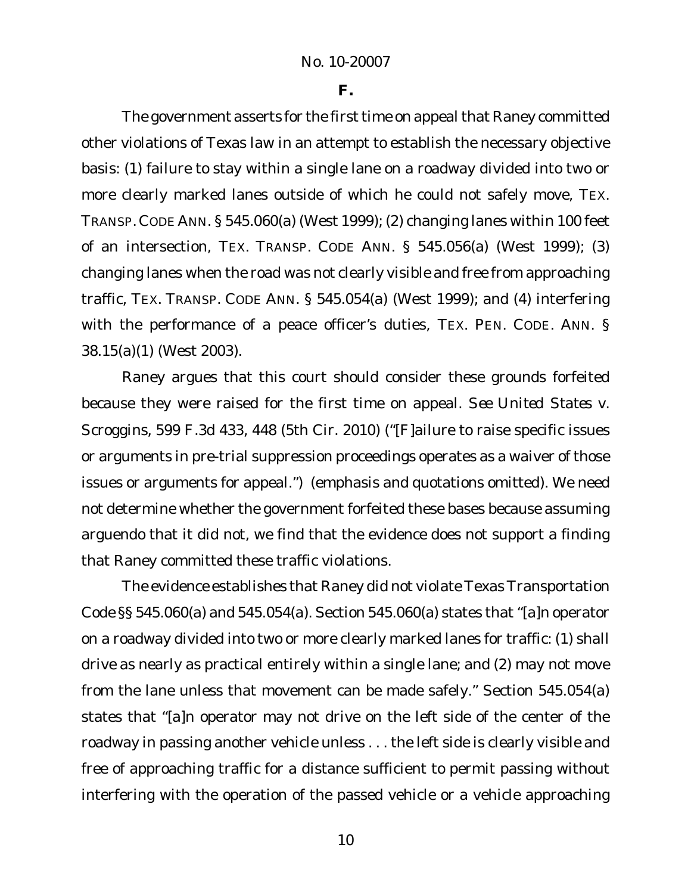### F.

The government asserts for the first time on appeal that Raney committed other violations of Texas law in an attempt to establish the necessary objective basis: (1) failure to stay within a single lane on a roadway divided into two or more clearly marked lanes outside of which he could not safely move, TEX. TRANSP. CODE ANN. § 545.060(a) (West 1999); (2) changing lanes within 100 feet of an intersection, TEX. TRANSP. CODE ANN. § 545.056(a) (West 1999); (3) changing lanes when the road was not clearly visible and free from approaching traffic, TEX. TRANSP. CODE ANN. § 545.054(a) (West 1999); and (4) interfering with the performance of a peace officer's duties, TEX. PEN. CODE. ANN. § 38.15(a)(1) (West 2003).

Raney argues that this court should consider these grounds forfeited because they were raised for the first time on appeal. *See United States v. Scroggins*, 599 F.3d 433, 448 (5th Cir. 2010) ("[F]ailure to raise specific issues or arguments in pre-trial suppression proceedings operates as a waiver of those issues or arguments for appeal.") (emphasis and quotations omitted). We need not determine whether the government forfeited these bases because assuming arguendo that it did not, we find that the evidence does not support a finding that Raney committed these traffic violations.

The evidence establishes that Raney did not violate Texas Transportation Code §§ 545.060(a) and 545.054(a). Section 545.060(a) states that "[a]n operator on a roadway divided into two or more clearly marked lanes for traffic: (1) shall drive as nearly as practical entirely within a single lane; and (2) may not move from the lane unless that movement can be made safely." Section 545.054(a) states that "[a]n operator may not drive on the left side of the center of the roadway in passing another vehicle unless . . . the left side is clearly visible and free of approaching traffic for a distance sufficient to permit passing without interfering with the operation of the passed vehicle or a vehicle approaching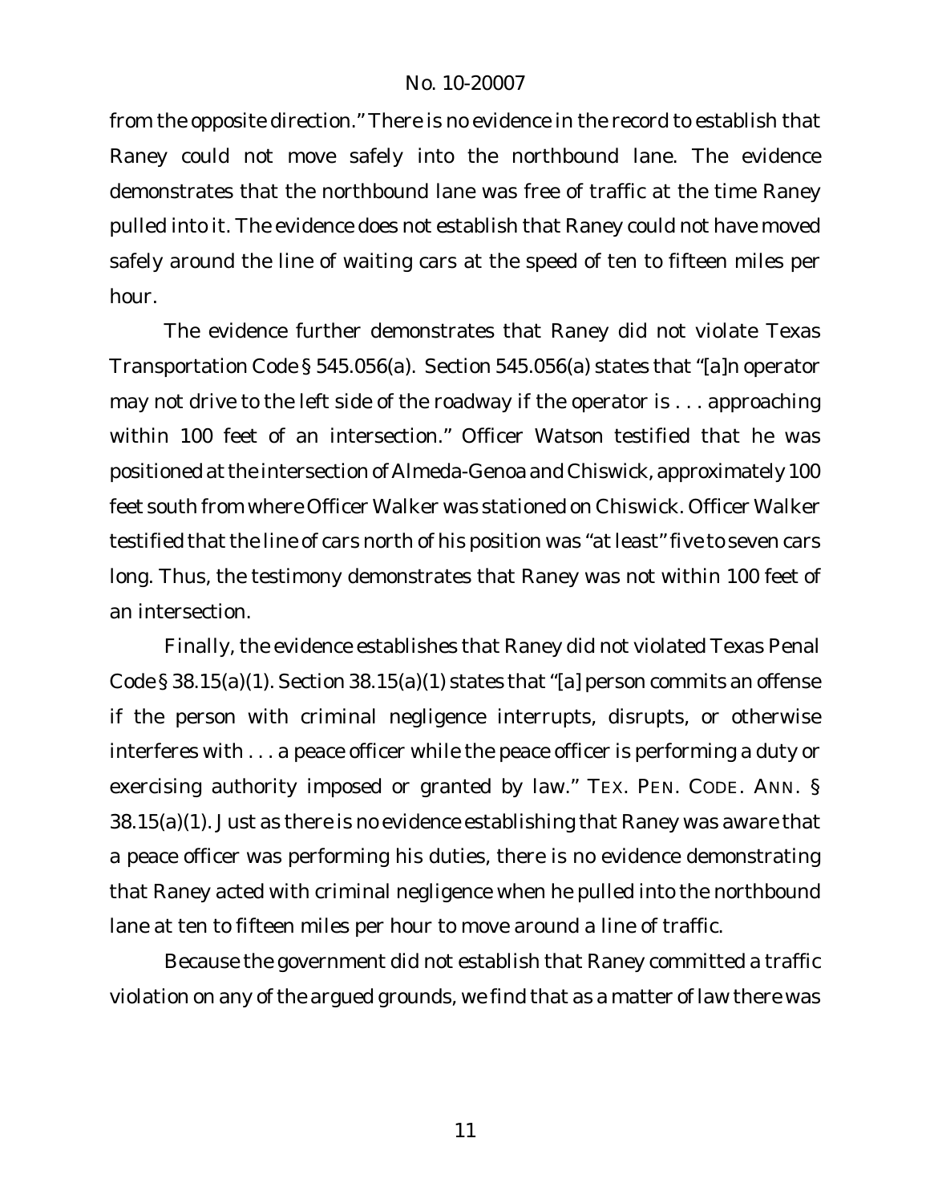from the opposite direction." There is no evidence in the record to establish that Raney could not move safely into the northbound lane. The evidence demonstrates that the northbound lane was free of traffic at the time Raney pulled into it. The evidence does not establish that Raney could not have moved safely around the line of waiting cars at the speed of ten to fifteen miles per hour.

The evidence further demonstrates that Raney did not violate Texas Transportation Code § 545.056(a). Section 545.056(a) states that "[a]n operator may not drive to the left side of the roadway if the operator is . . . approaching within 100 feet of an intersection." Officer Watson testified that he was positioned at the intersection of Almeda-Genoa and Chiswick, approximately 100 feet south from where Officer Walker was stationed on Chiswick. Officer Walker testified that the line of cars north of his position was "at least" five to seven cars long. Thus, the testimony demonstrates that Raney was not within 100 feet of an intersection.

Finally, the evidence establishes that Raney did not violated Texas Penal Code § 38.15(a)(1). Section 38.15(a)(1) states that "[a] person commits an offense if the person with criminal negligence interrupts, disrupts, or otherwise interferes with . . . a peace officer while the peace officer is performing a duty or exercising authority imposed or granted by law." TEX. PEN. CODE. ANN. § 38.15(a)(1). Just as there is no evidence establishing that Raney was aware that a peace officer was performing his duties, there is no evidence demonstrating that Raney acted with criminal negligence when he pulled into the northbound lane at ten to fifteen miles per hour to move around a line of traffic.

Because the government did not establish that Raney committed a traffic violation on any of the argued grounds, we find that as a matter of law there was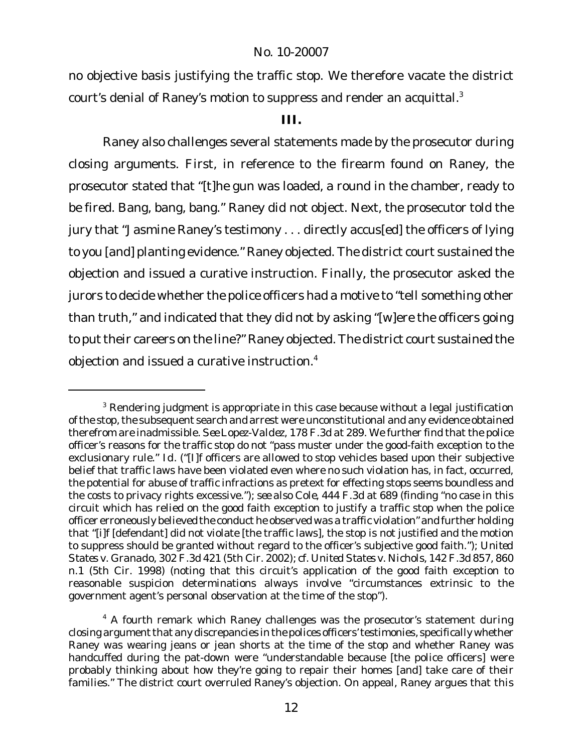no objective basis justifying the traffic stop. We therefore vacate the district court's denial of Raney's motion to suppress and render an acquittal.[3]

## III.

Raney also challenges several statements made by the prosecutor during closing arguments. First, in reference to the firearm found on Raney, the prosecutor stated that "[t]he gun was loaded, a round in the chamber, ready to be fired. Bang, bang, bang." Raney did not object. Next, the prosecutor told the jury that "Jasmine Raney's testimony . . . directly accus[ed] the officers of lying to you [and] planting evidence." Raney objected. The district court sustained the objection and issued a curative instruction. Finally, the prosecutor asked the jurors to decide whether the police officers had a motive to "tell something other than truth," and indicated that they did not by asking "[w]ere the officers going to put their careers on the line?" Raney objected. The district court sustained the objection and issued a curative instruction.[4]

---

[3] Rendering judgment is appropriate in this case because without a legal justification of the stop, the subsequent search and arrest were unconstitutional and any evidence obtained therefrom are inadmissible. *See Lopez-Valdez*, 178 F.3d at 289. We further find that the police officer's reasons for the traffic stop do not "pass muster under the good-faith exception to the exclusionary rule." *Id.* ("[I]f officers are allowed to stop vehicles based upon their subjective belief that traffic laws have been violated even where no such violation has, in fact, occurred, the potential for abuse of traffic infractions as pretext for effecting stops seems boundless and the costs to privacy rights excessive."); *see also Cole*, 444 F.3d at 689 (finding "no case in this circuit which has relied on the good faith exception to justify a traffic stop when the police officer erroneously believed the conduct he observed was a traffic violation" and further holding that "[i]f [defendant] did not violate [the traffic laws], the stop is not justified and the motion to suppress should be granted without regard to the officer's subjective good faith."); *United States v. Granado*, 302 F.3d 421 (5th Cir. 2002); *cf. United States v. Nichols*, 142 F.3d 857, 860 n.1 (5th Cir. 1998) (noting that this circuit's application of the good faith exception to reasonable suspicion determinations always involve "circumstances extrinsic to the government agent's personal observation at the time of the stop").

[4] A fourth remark which Raney challenges was the prosecutor's statement during closing argument that any discrepancies in the polices officers' testimonies, specifically whether Raney was wearing jeans or jean shorts at the time of the stop and whether Raney was handcuffed during the pat-down were "understandable because [the police officers] were probably thinking about how they're going to repair their homes [and] take care of their families." The district court overruled Raney's objection. On appeal, Raney argues that this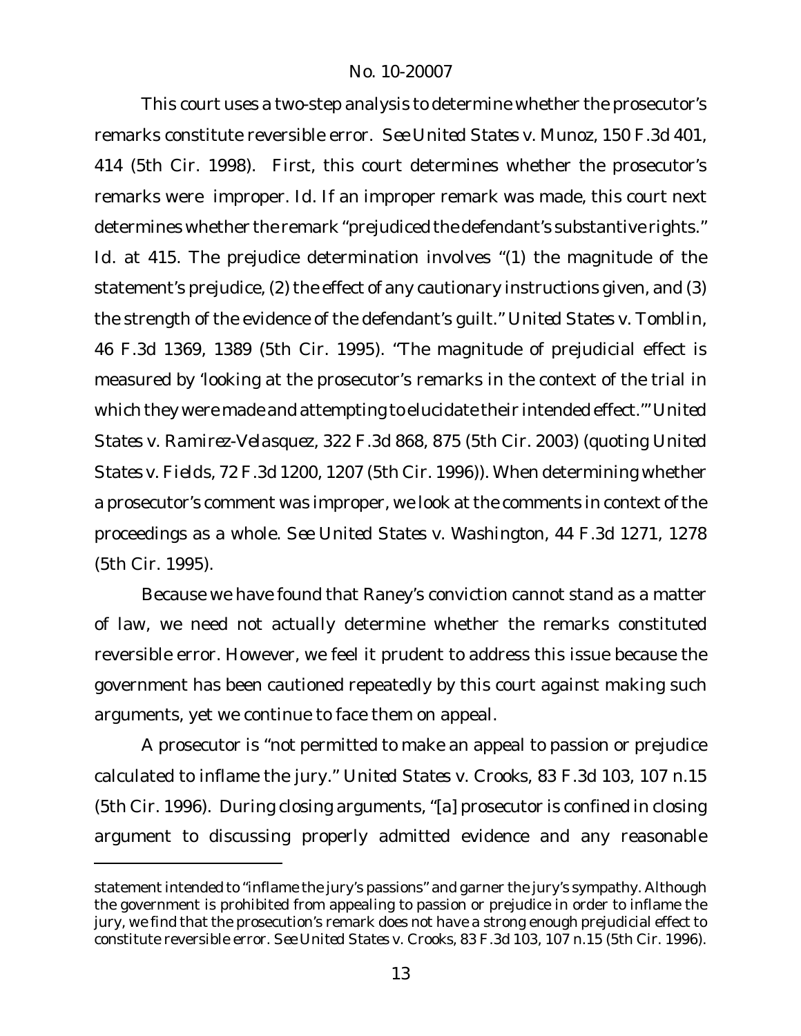This court uses a two-step analysis to determine whether the prosecutor's remarks constitute reversible error. *See United States v. Munoz*, 150 F.3d 401, 414 (5th Cir. 1998). First, this court determines whether the prosecutor's remarks were improper. *Id.* If an improper remark was made, this court next determines whether the remark "prejudiced the defendant's substantive rights." *Id.* at 415. The prejudice determination involves "(1) the magnitude of the statement's prejudice, (2) the effect of any cautionary instructions given, and (3) the strength of the evidence of the defendant's guilt." *United States v. Tomblin*, 46 F.3d 1369, 1389 (5th Cir. 1995). "The magnitude of prejudicial effect is measured by 'looking at the prosecutor's remarks in the context of the trial in which they were made and attempting to elucidate their intended effect.'" *United States v. Ramirez-Velasquez*, 322 F.3d 868, 875 (5th Cir. 2003) (quoting *United States v. Fields*, 72 F.3d 1200, 1207 (5th Cir. 1996)). When determining whether a prosecutor's comment was improper, we look at the comments in context of the proceedings as a whole. *See United States v. Washington*, 44 F.3d 1271, 1278 (5th Cir. 1995).

Because we have found that Raney's conviction cannot stand as a matter of law, we need not actually determine whether the remarks constituted reversible error. However, we feel it prudent to address this issue because the government has been cautioned repeatedly by this court against making such arguments, yet we continue to face them on appeal.

A prosecutor is "not permitted to make an appeal to passion or prejudice calculated to inflame the jury." *United States v. Crooks*, 83 F.3d 103, 107 n.15 (5th Cir. 1996). During closing arguments, "[a] prosecutor is confined in closing argument to discussing properly admitted evidence and any reasonable

---

statement intended to "inflame the jury's passions" and garner the jury's sympathy. Although the government is prohibited from appealing to passion or prejudice in order to inflame the jury, we find that the prosecution's remark does not have a strong enough prejudicial effect to constitute reversible error. *See United States v. Crooks*, 83 F.3d 103, 107 n.15 (5th Cir. 1996).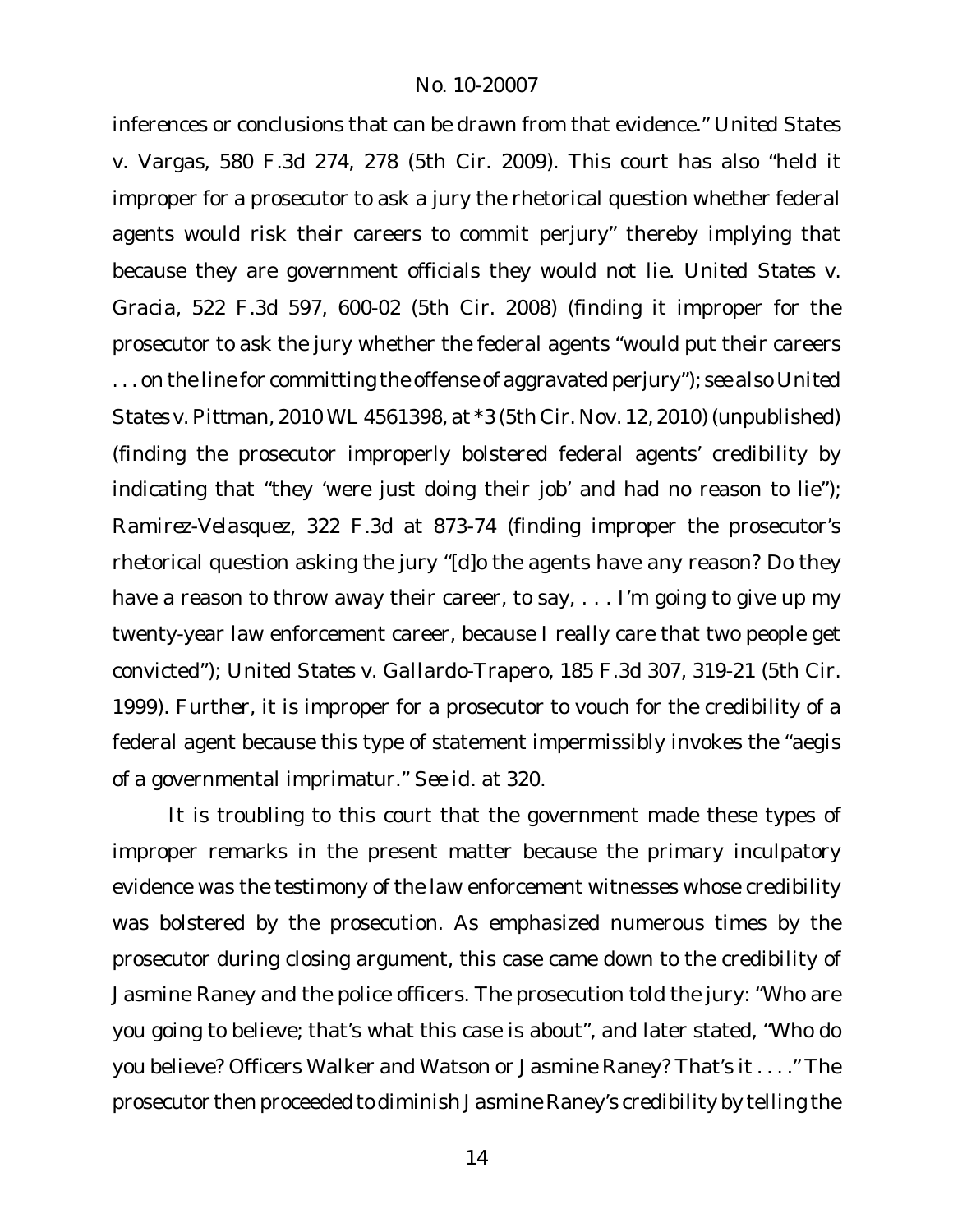inferences or conclusions that can be drawn from that evidence." *United States v. Vargas*, 580 F.3d 274, 278 (5th Cir. 2009). This court has also "held it improper for a prosecutor to ask a jury the rhetorical question whether federal agents would risk their careers to commit perjury" thereby implying that because they are government officials they would not lie. *United States v. Gracia*, 522 F.3d 597, 600-02 (5th Cir. 2008) (finding it improper for the prosecutor to ask the jury whether the federal agents "would put their careers . . . on the line for committing the offense of aggravated perjury"); *see also United States v. Pittman*, 2010 WL 4561398, at *3 (5th Cir. Nov. 12, 2010) (unpublished) (finding the prosecutor improperly bolstered federal agents' credibility by indicating that "they 'were just doing their job' and had no reason to lie"); *Ramirez-Velasquez*, 322 F.3d at 873-74 (finding improper the prosecutor's rhetorical question asking the jury "[d]o the agents have any reason? Do they have a reason to throw away their career, to say, . . . I'm going to give up my twenty-year law enforcement career, because I really care that two people get convicted"); *United States v. Gallardo-Trapero*, 185 F.3d 307, 319-21 (5th Cir. 1999). Further, it is improper for a prosecutor to vouch for the credibility of a federal agent because this type of statement impermissibly invokes the "aegis of a governmental imprimatur." *See id.* at 320.

It is troubling to this court that the government made these types of improper remarks in the present matter because the primary inculpatory evidence was the testimony of the law enforcement witnesses whose credibility was bolstered by the prosecution. As emphasized numerous times by the prosecutor during closing argument, this case came down to the credibility of Jasmine Raney and the police officers. The prosecution told the jury: "Who are you going to believe; that's what this case is about", and later stated, "Who do you believe? Officers Walker and Watson or Jasmine Raney? That's it . . . ." The prosecutor then proceeded to diminish Jasmine Raney's credibility by telling the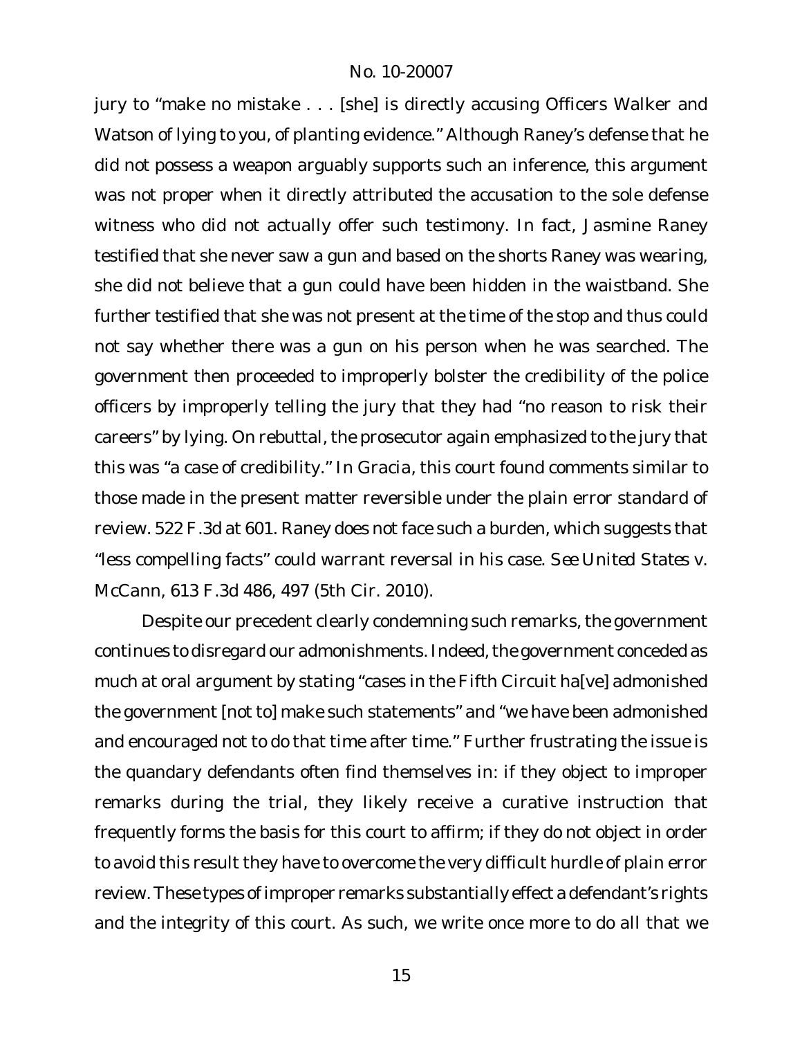jury to "make no mistake . . . [she] is directly accusing Officers Walker and Watson of lying to you, of planting evidence." Although Raney's defense that he did not possess a weapon arguably supports such an inference, this argument was not proper when it directly attributed the accusation to the sole defense witness who did not actually offer such testimony. In fact, Jasmine Raney testified that she never saw a gun and based on the shorts Raney was wearing, she did not believe that a gun could have been hidden in the waistband. She further testified that she was not present at the time of the stop and thus could not say whether there was a gun on his person when he was searched. The government then proceeded to improperly bolster the credibility of the police officers by improperly telling the jury that they had "no reason to risk their careers" by lying. On rebuttal, the prosecutor again emphasized to the jury that this was "a case of credibility." In *Gracia*, this court found comments similar to those made in the present matter reversible under the plain error standard of review. 522 F.3d at 601. Raney does not face such a burden, which suggests that "less compelling facts" could warrant reversal in his case. *See United States v. McCann*, 613 F.3d 486, 497 (5th Cir. 2010).

Despite our precedent clearly condemning such remarks, the government continues to disregard our admonishments. Indeed, the government conceded as much at oral argument by stating "cases in the Fifth Circuit ha[ve] admonished the government [not to] make such statements" and "we have been admonished and encouraged not to do that time after time." Further frustrating the issue is the quandary defendants often find themselves in: if they object to improper remarks during the trial, they likely receive a curative instruction that frequently forms the basis for this court to affirm; if they do not object in order to avoid this result they have to overcome the very difficult hurdle of plain error review. These types of improper remarks substantially effect a defendant's rights and the integrity of this court. As such, we write once more to do all that we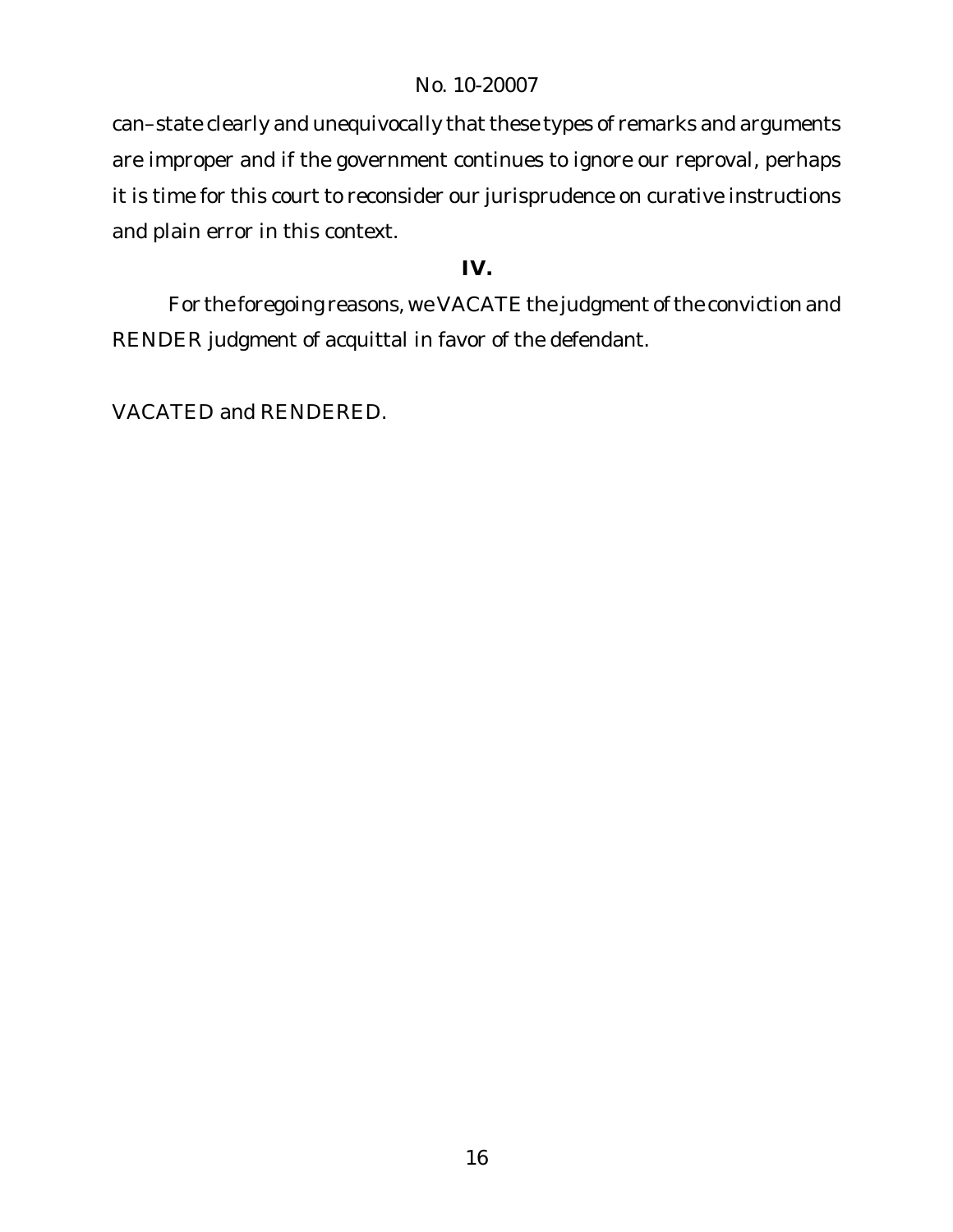can–state clearly and unequivocally that these types of remarks and arguments are improper and if the government continues to ignore our reproval, perhaps it is time for this court to reconsider our jurisprudence on curative instructions and plain error in this context.

## IV.

For the foregoing reasons, we VACATE the judgment of the conviction and RENDER judgment of acquittal in favor of the defendant.

VACATED and RENDERED.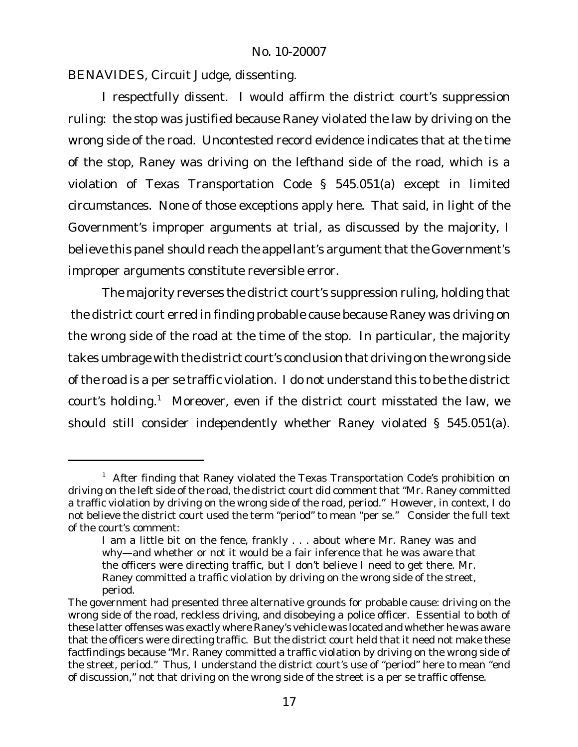BENAVIDES, Circuit Judge, dissenting.

I respectfully dissent. I would affirm the district court's suppression ruling: the stop was justified because Raney violated the law by driving on the wrong side of the road. Uncontested record evidence indicates that at the time of the stop, Raney was driving on the lefthand side of the road, which is a violation of Texas Transportation Code § 545.051(a) except in limited circumstances. None of those exceptions apply here. That said, in light of the Government's improper arguments at trial, as discussed by the majority, I believe this panel should reach the appellant's argument that the Government's improper arguments constitute reversible error.

The majority reverses the district court's suppression ruling, holding that the district court erred in finding probable cause because Raney was driving on the wrong side of the road at the time of the stop. In particular, the majority takes umbrage with the district court's conclusion that driving on the wrong side of the road is a per se traffic violation. I do not understand this to be the district court's holding.[1] Moreover, even if the district court misstated the law, we should still consider independently whether Raney violated § 545.051(a).

---

[1] After finding that Raney violated the Texas Transportation Code's prohibition on driving on the left side of the road, the district court did comment that "Mr. Raney committed a traffic violation by driving on the wrong side of the road, period." However, in context, I do not believe the district court used the term "period" to mean "per se." Consider the full text of the court's comment:

> I am a little bit on the fence, frankly . . . about where Mr. Raney was and why—and whether or not it would be a fair inference that he was aware that the officers were directing traffic, but I don't believe I need to get there. Mr. Raney committed a traffic violation by driving on the wrong side of the street, period.

The government had presented three alternative grounds for probable cause: driving on the wrong side of the road, reckless driving, and disobeying a police officer. Essential to both of these latter offenses was exactly where Raney's vehicle was located and whether he was aware that the officers were directing traffic. But the district court held that it need not make these factfindings because "Mr. Raney committed a traffic violation by driving on the wrong side of the street, period." Thus, I understand the district court's use of "period" here to mean "end of discussion," not that driving on the wrong side of the street is a per se traffic offense.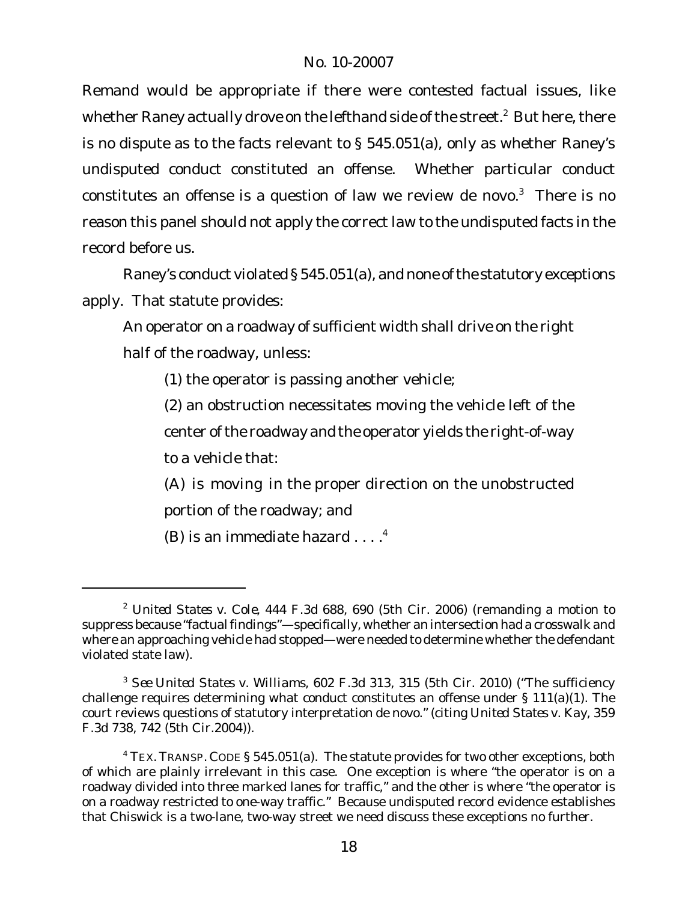Remand would be appropriate if there were contested factual issues, like whether Raney actually drove on the lefthand side of the street.[2] But here, there is no dispute as to the facts relevant to § 545.051(a), only as whether Raney's undisputed conduct constituted an offense. Whether particular conduct constitutes an offense is a question of law we review de novo.[3] There is no reason this panel should not apply the correct law to the undisputed facts in the record before us.

Raney's conduct violated § 545.051(a), and none of the statutory exceptions apply. That statute provides:

> An operator on a roadway of sufficient width shall drive on the right half of the roadway, unless:
>
> (1) the operator is passing another vehicle;
>
> (2) an obstruction necessitates moving the vehicle left of the center of the roadway and the operator yields the right-of-way to a vehicle that:
>
> (A) is moving in the proper direction on the unobstructed portion of the roadway; and
>
> (B) is an immediate hazard . . . .[4]

---

[2] *United States v. Cole*, 444 F.3d 688, 690 (5th Cir. 2006) (remanding a motion to suppress because "factual findings"—specifically, whether an intersection had a crosswalk and where an approaching vehicle had stopped—were needed to determine whether the defendant violated state law).

[3] *See United States v. Williams*, 602 F.3d 313, 315 (5th Cir. 2010) ("The sufficiency challenge requires determining what conduct constitutes an offense under § 111(a)(1). The court reviews questions of statutory interpretation de novo." (citing *United States v. Kay*, 359 F.3d 738, 742 (5th Cir.2004)).

[4] TEX. TRANSP. CODE § 545.051(a). The statute provides for two other exceptions, both of which are plainly irrelevant in this case. One exception is where "the operator is on a roadway divided into three marked lanes for traffic," and the other is where "the operator is on a roadway restricted to one-way traffic." Because undisputed record evidence establishes that Chiswick is a two-lane, two-way street we need discuss these exceptions no further.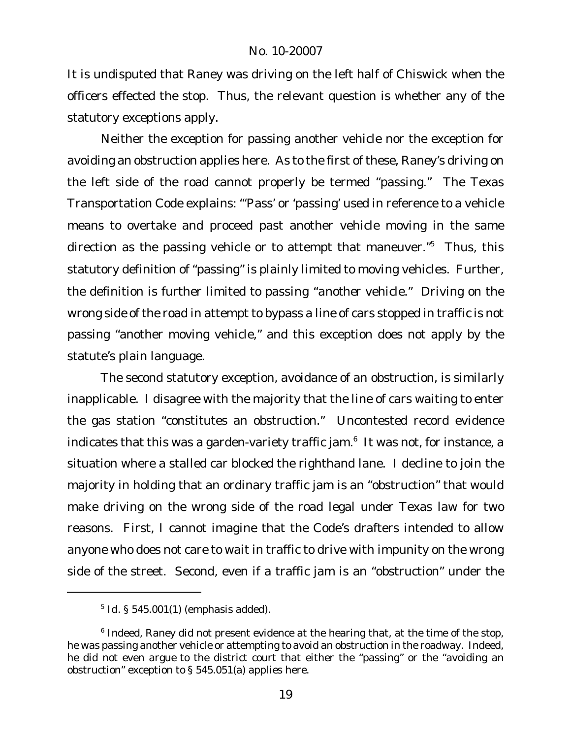It is undisputed that Raney was driving on the left half of Chiswick when the officers effected the stop. Thus, the relevant question is whether any of the statutory exceptions apply.

Neither the exception for passing another vehicle nor the exception for avoiding an obstruction applies here. As to the first of these, Raney's driving on the left side of the road cannot properly be termed "passing." The Texas Transportation Code explains: "'Pass' or 'passing' used in reference to a vehicle means to overtake and proceed past another vehicle *moving* in the same direction as the passing vehicle or to attempt that maneuver."[5] Thus, this statutory definition of "passing" is plainly limited to moving vehicles. Further, the definition is further limited to passing "*another vehicle*." Driving on the wrong side of the road in attempt to bypass a line of cars stopped in traffic is not passing "another moving vehicle," and this exception does not apply by the statute's plain language.

The second statutory exception, avoidance of an obstruction, is similarly inapplicable. I disagree with the majority that the line of cars waiting to enter the gas station "constitutes an obstruction." Uncontested record evidence indicates that this was a garden-variety traffic jam.[6] It was not, for instance, a situation where a stalled car blocked the righthand lane. I decline to join the majority in holding that an ordinary traffic jam is an "obstruction" that would make driving on the wrong side of the road legal under Texas law for two reasons. First, I cannot imagine that the Code's drafters intended to allow anyone who does not care to wait in traffic to drive with impunity on the wrong side of the street. Second, even if a traffic jam is an "obstruction" under the

---

[5] *Id.* § 545.001(1) (emphasis added).

[6] Indeed, Raney did not present evidence at the hearing that, at the time of the stop, he was passing another vehicle or attempting to avoid an obstruction in the roadway. Indeed, he did not even argue to the district court that either the "passing" or the "avoiding an obstruction" exception to § 545.051(a) applies here.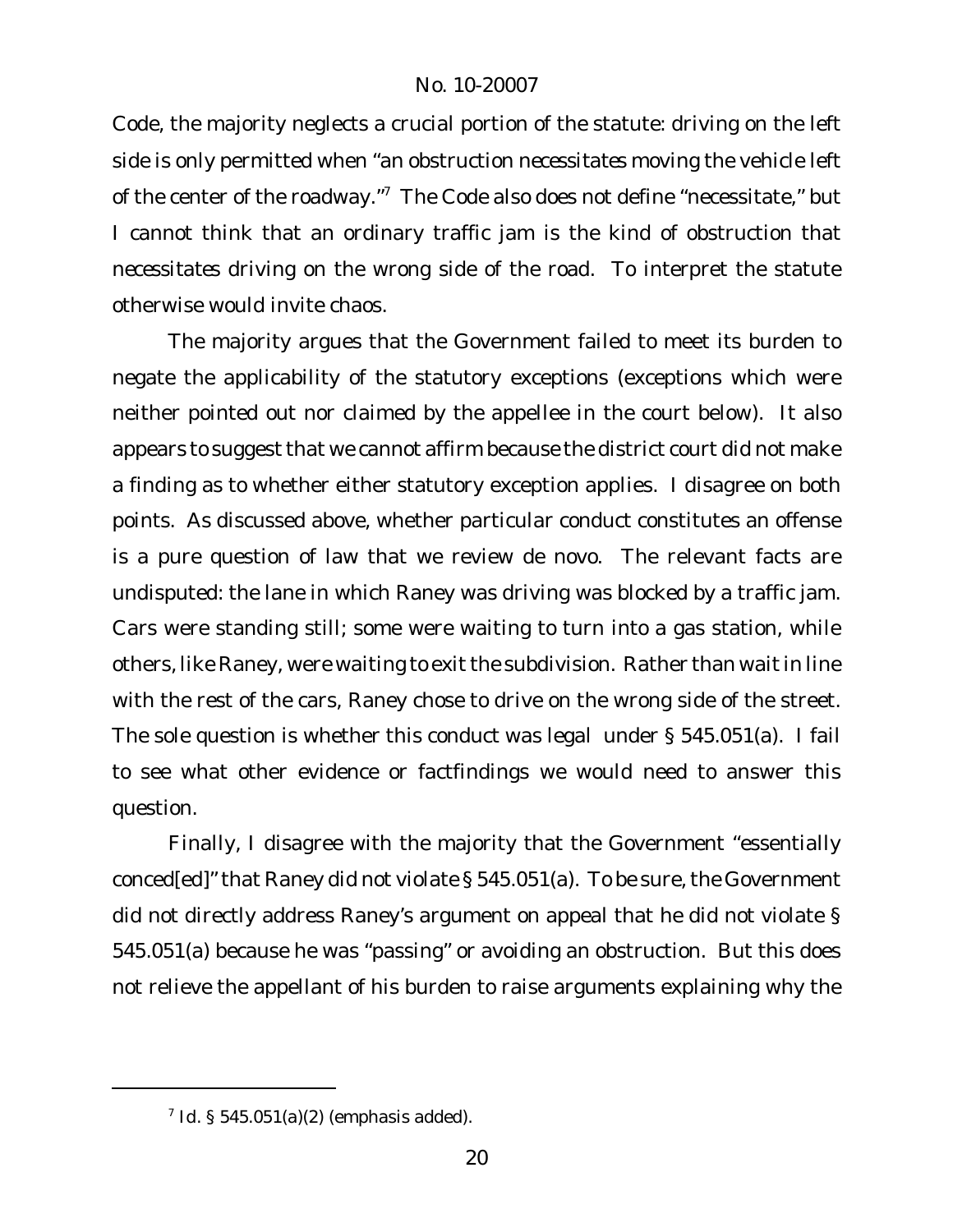Code, the majority neglects a crucial portion of the statute: driving on the left side is only permitted when "an obstruction *necessitates* moving the vehicle left of the center of the roadway."[7] The Code also does not define "necessitate," but I cannot think that an ordinary traffic jam is the kind of obstruction that *necessitates* driving on the wrong side of the road. To interpret the statute otherwise would invite chaos.

The majority argues that the Government failed to meet its burden to negate the applicability of the statutory exceptions (exceptions which were neither pointed out nor claimed by the appellee in the court below). It also appears to suggest that we cannot affirm because the district court did not make a finding as to whether either statutory exception applies. I disagree on both points. As discussed above, whether particular conduct constitutes an offense is a pure question of law that we review de novo. The relevant facts are undisputed: the lane in which Raney was driving was blocked by a traffic jam. Cars were standing still; some were waiting to turn into a gas station, while others, like Raney, were waiting to exit the subdivision. Rather than wait in line with the rest of the cars, Raney chose to drive on the wrong side of the street. The sole question is whether this conduct was legal under § 545.051(a). I fail to see what other evidence or factfindings we would need to answer this question.

Finally, I disagree with the majority that the Government "essentially conced[ed]" that Raney did not violate § 545.051(a). To be sure, the Government did not directly address Raney's argument on appeal that he did not violate § 545.051(a) because he was "passing" or avoiding an obstruction. But this does not relieve the appellant of his burden to raise arguments explaining why the

---

[7] *Id.* § 545.051(a)(2) (emphasis added).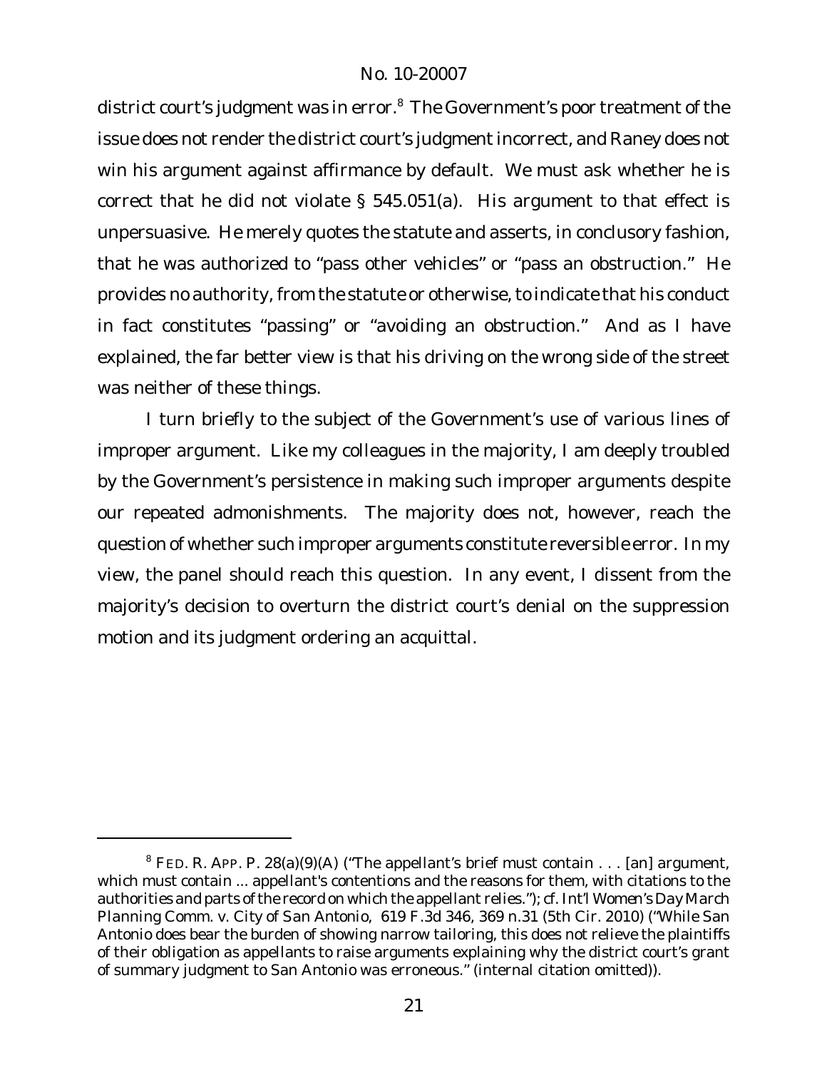district court's judgment was in error.[8] The Government's poor treatment of the issue does not render the district court's judgment incorrect, and Raney does not win his argument against affirmance by default. We must ask whether he is correct that he did not violate § 545.051(a). His argument to that effect is unpersuasive. He merely quotes the statute and asserts, in conclusory fashion, that he was authorized to "pass other vehicles" or "pass an obstruction." He provides no authority, from the statute or otherwise, to indicate that his conduct in fact constitutes "passing" or "avoiding an obstruction." And as I have explained, the far better view is that his driving on the wrong side of the street was neither of these things.

I turn briefly to the subject of the Government's use of various lines of improper argument. Like my colleagues in the majority, I am deeply troubled by the Government's persistence in making such improper arguments despite our repeated admonishments. The majority does not, however, reach the question of whether such improper arguments constitute reversible error. In my view, the panel should reach this question. In any event, I dissent from the majority's decision to overturn the district court's denial on the suppression motion and its judgment ordering an acquittal.

---

[8] FED. R. APP. P. 28(a)(9)(A) ("The appellant's brief must contain . . . [an] argument, which must contain ... appellant's contentions and the reasons for them, with citations to the authorities and parts of the record on which the appellant relies."); *cf. Int'l Women's Day March Planning Comm. v. City of San Antonio*, 619 F.3d 346, 369 n.31 (5th Cir. 2010) ("While San Antonio does bear the burden of showing narrow tailoring, this does not relieve the plaintiffs of their obligation as appellants to raise arguments explaining why the district court's grant of summary judgment to San Antonio was erroneous." (internal citation omitted)).